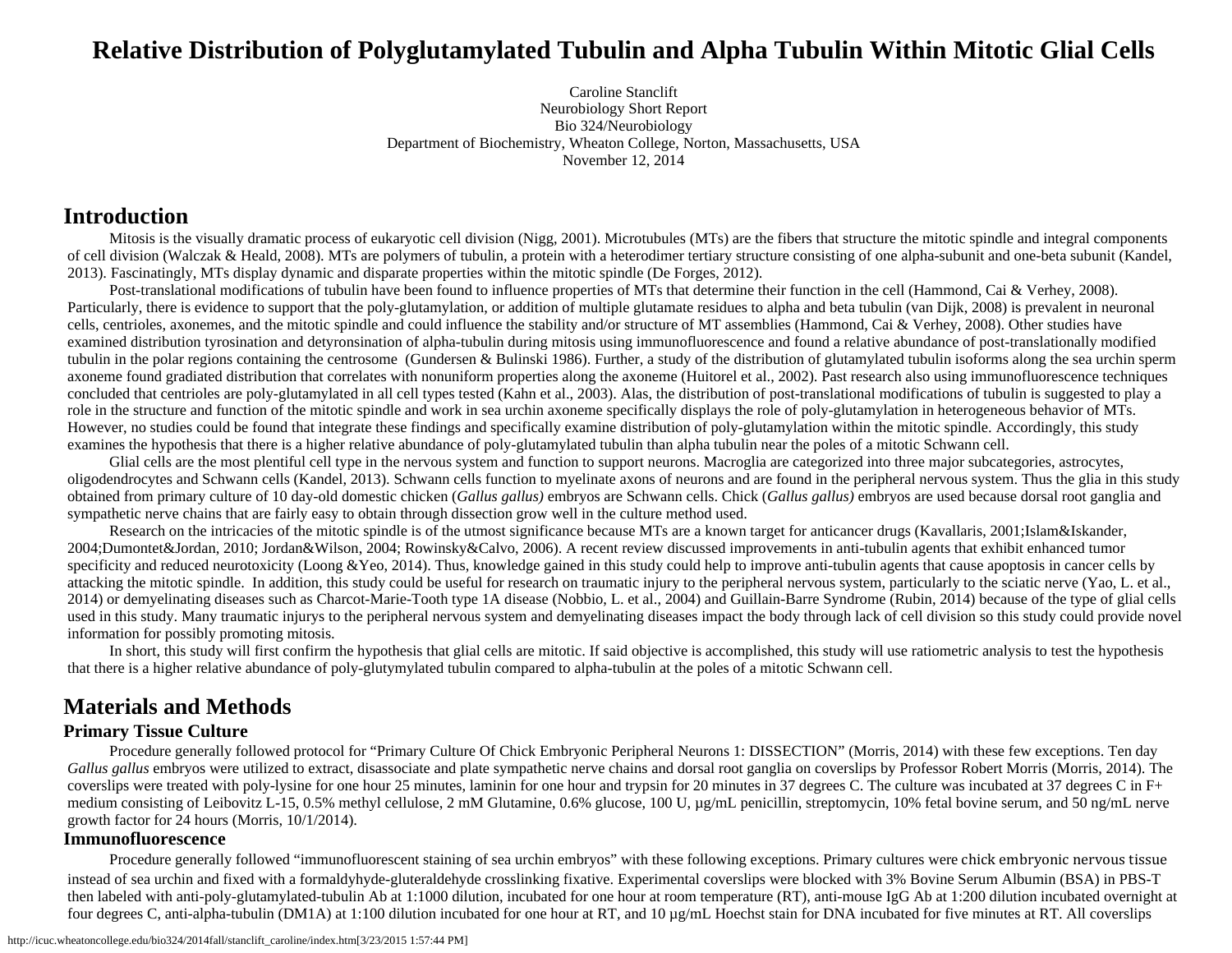# Relative Distribution of Polyglutamylated Tubulin and Alpha Tubulin Within Mitotic Glial Cells

Caroline Stanclift
Neurobiology Short Report
Bio 324/Neurobiology
Department of Biochemistry, Wheaton College, Norton, Massachusetts, USA
November 12, 2014

## Introduction

Mitosis is the visually dramatic process of eukaryotic cell division (Nigg, 2001). Microtubules (MTs) are the fibers that structure the mitotic spindle and integral components of cell division (Walczak & Heald, 2008). MTs are polymers of tubulin, a protein with a heterodimer tertiary structure consisting of one alpha-subunit and one-beta subunit (Kandel, 2013). Fascinatingly, MTs display dynamic and disparate properties within the mitotic spindle (De Forges, 2012).

Post-translational modifications of tubulin have been found to influence properties of MTs that determine their function in the cell (Hammond, Cai & Verhey, 2008). Particularly, there is evidence to support that the poly-glutamylation, or addition of multiple glutamate residues to alpha and beta tubulin (van Dijk, 2008) is prevalent in neuronal cells, centrioles, axonemes, and the mitotic spindle and could influence the stability and/or structure of MT assemblies (Hammond, Cai & Verhey, 2008). Other studies have examined distribution tyrosination and detyronsination of alpha-tubulin during mitosis using immunofluorescence and found a relative abundance of post-translationally modified tubulin in the polar regions containing the centrosome (Gundersen & Bulinski 1986). Further, a study of the distribution of glutamylated tubulin isoforms along the sea urchin sperm axoneme found gradiated distribution that correlates with nonuniform properties along the axoneme (Huitorel et al., 2002). Past research also using immunofluorescence techniques concluded that centrioles are poly-glutamylated in all cell types tested (Kahn et al., 2003). Alas, the distribution of post-translational modifications of tubulin is suggested to play a role in the structure and function of the mitotic spindle and work in sea urchin axoneme specifically displays the role of poly-glutamylation in heterogeneous behavior of MTs. However, no studies could be found that integrate these findings and specifically examine distribution of poly-glutamylation within the mitotic spindle. Accordingly, this study examines the hypothesis that there is a higher relative abundance of poly-glutamylated tubulin than alpha tubulin near the poles of a mitotic Schwann cell.

Glial cells are the most plentiful cell type in the nervous system and function to support neurons. Macroglia are categorized into three major subcategories, astrocytes, oligodendrocytes and Schwann cells (Kandel, 2013). Schwann cells function to myelinate axons of neurons and are found in the peripheral nervous system. Thus the glia in this study obtained from primary culture of 10 day-old domestic chicken (*Gallus gallus*) embryos are Schwann cells. Chick (*Gallus gallus)* embryos are used because dorsal root ganglia and sympathetic nerve chains that are fairly easy to obtain through dissection grow well in the culture method used.

Research on the intricacies of the mitotic spindle is of the utmost significance because MTs are a known target for anticancer drugs (Kavallaris, 2001;Islam&Iskander, 2004;Dumontet&Jordan, 2010; Jordan&Wilson, 2004; Rowinsky&Calvo, 2006). A recent review discussed improvements in anti-tubulin agents that exhibit enhanced tumor specificity and reduced neurotoxicity (Loong &Yeo, 2014). Thus, knowledge gained in this study could help to improve anti-tubulin agents that cause apoptosis in cancer cells by attacking the mitotic spindle. In addition, this study could be useful for research on traumatic injury to the peripheral nervous system, particularly to the sciatic nerve (Yao, L. et al., 2014) or demyelinating diseases such as Charcot-Marie-Tooth type 1A disease (Nobbio, L. et al., 2004) and Guillain-Barre Syndrome (Rubin, 2014) because of the type of glial cells used in this study. Many traumatic injurys to the peripheral nervous system and demyelinating diseases impact the body through lack of cell division so this study could provide novel information for possibly promoting mitosis.

In short, this study will first confirm the hypothesis that glial cells are mitotic. If said objective is accomplished, this study will use ratiometric analysis to test the hypothesis that there is a higher relative abundance of poly-glutymylated tubulin compared to alpha-tubulin at the poles of a mitotic Schwann cell.

## Materials and Methods

### Primary Tissue Culture

Procedure generally followed protocol for "Primary Culture Of Chick Embryonic Peripheral Neurons 1: DISSECTION" (Morris, 2014) with these few exceptions. Ten day *Gallus gallus* embryos were utilized to extract, disassociate and plate sympathetic nerve chains and dorsal root ganglia on coverslips by Professor Robert Morris (Morris, 2014). The coverslips were treated with poly-lysine for one hour 25 minutes, laminin for one hour and trypsin for 20 minutes in 37 degrees C. The culture was incubated at 37 degrees C in F+ medium consisting of Leibovitz L-15, 0.5% methyl cellulose, 2 mM Glutamine, 0.6% glucose, 100 U, µg/mL penicillin, streptomycin, 10% fetal bovine serum, and 50 ng/mL nerve growth factor for 24 hours (Morris, 10/1/2014).

### Immunofluorescence

Procedure generally followed "immunofluorescent staining of sea urchin embryos" with these following exceptions. Primary cultures were chick embryonic nervous tissue instead of sea urchin and fixed with a formaldyhyde-gluteraldehyde crosslinking fixative. Experimental coverslips were blocked with 3% Bovine Serum Albumin (BSA) in PBS-T then labeled with anti-poly-glutamylated-tubulin Ab at 1:1000 dilution, incubated for one hour at room temperature (RT), anti-mouse IgG Ab at 1:200 dilution incubated overnight at four degrees C, anti-alpha-tubulin (DM1A) at 1:100 dilution incubated for one hour at RT, and 10 µg/mL Hoechst stain for DNA incubated for five minutes at RT. All coverslips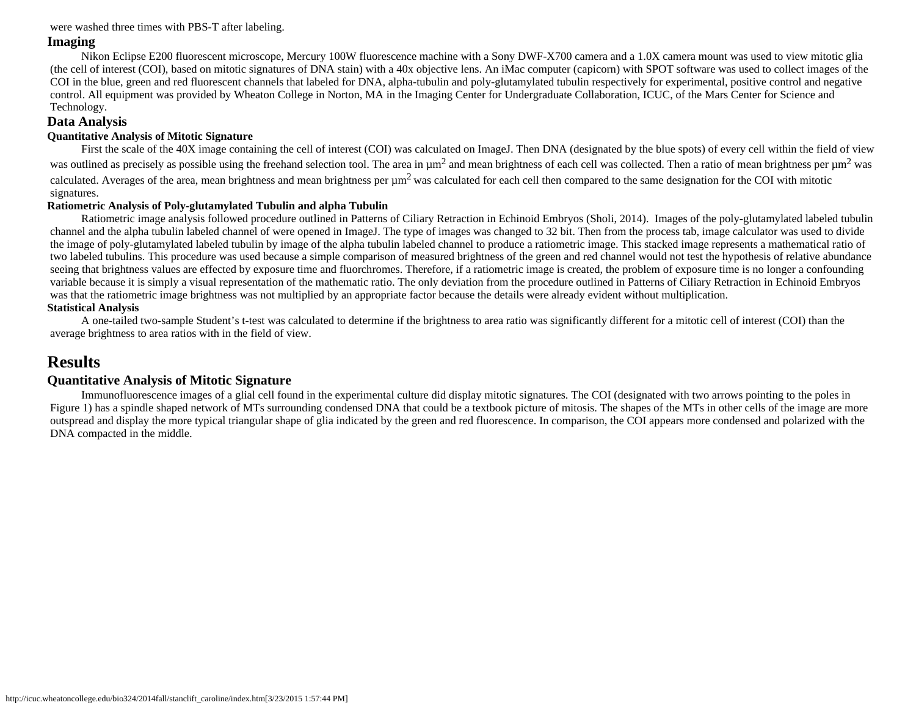were washed three times with PBS-T after labeling.

## Imaging

Nikon Eclipse E200 fluorescent microscope, Mercury 100W fluorescence machine with a Sony DWF-X700 camera and a 1.0X camera mount was used to view mitotic glia (the cell of interest (COI), based on mitotic signatures of DNA stain) with a 40x objective lens. An iMac computer (capicorn) with SPOT software was used to collect images of the COI in the blue, green and red fluorescent channels that labeled for DNA, alpha-tubulin and poly-glutamylated tubulin respectively for experimental, positive control and negative control. All equipment was provided by Wheaton College in Norton, MA in the Imaging Center for Undergraduate Collaboration, ICUC, of the Mars Center for Science and Technology.

## Data Analysis

### Quantitative Analysis of Mitotic Signature

First the scale of the 40X image containing the cell of interest (COI) was calculated on ImageJ. Then DNA (designated by the blue spots) of every cell within the field of view was outlined as precisely as possible using the freehand selection tool. The area in $\mu m^2$ and mean brightness of each cell was collected. Then a ratio of mean brightness per $\mu m^2$ was calculated. Averages of the area, mean brightness and mean brightness per $\mu m^2$ was calculated for each cell then compared to the same designation for the COI with mitotic signatures.

### Ratiometric Analysis of Poly-glutamylated Tubulin and alpha Tubulin

Ratiometric image analysis followed procedure outlined in Patterns of Ciliary Retraction in Echinoid Embryos (Sholi, 2014). Images of the poly-glutamylated labeled tubulin channel and the alpha tubulin labeled channel of were opened in ImageJ. The type of images was changed to 32 bit. Then from the process tab, image calculator was used to divide the image of poly-glutamylated labeled tubulin by image of the alpha tubulin labeled channel to produce a ratiometric image. This stacked image represents a mathematical ratio of two labeled tubulins. This procedure was used because a simple comparison of measured brightness of the green and red channel would not test the hypothesis of relative abundance seeing that brightness values are effected by exposure time and fluorchromes. Therefore, if a ratiometric image is created, the problem of exposure time is no longer a confounding variable because it is simply a visual representation of the mathematic ratio. The only deviation from the procedure outlined in Patterns of Ciliary Retraction in Echinoid Embryos was that the ratiometric image brightness was not multiplied by an appropriate factor because the details were already evident without multiplication.

### Statistical Analysis

A one-tailed two-sample Student's t-test was calculated to determine if the brightness to area ratio was significantly different for a mitotic cell of interest (COI) than the average brightness to area ratios with in the field of view.

# Results

## Quantitative Analysis of Mitotic Signature

Immunofluorescence images of a glial cell found in the experimental culture did display mitotic signatures. The COI (designated with two arrows pointing to the poles in Figure 1) has a spindle shaped network of MTs surrounding condensed DNA that could be a textbook picture of mitosis. The shapes of the MTs in other cells of the image are more outspread and display the more typical triangular shape of glia indicated by the green and red fluorescence. In comparison, the COI appears more condensed and polarized with the DNA compacted in the middle.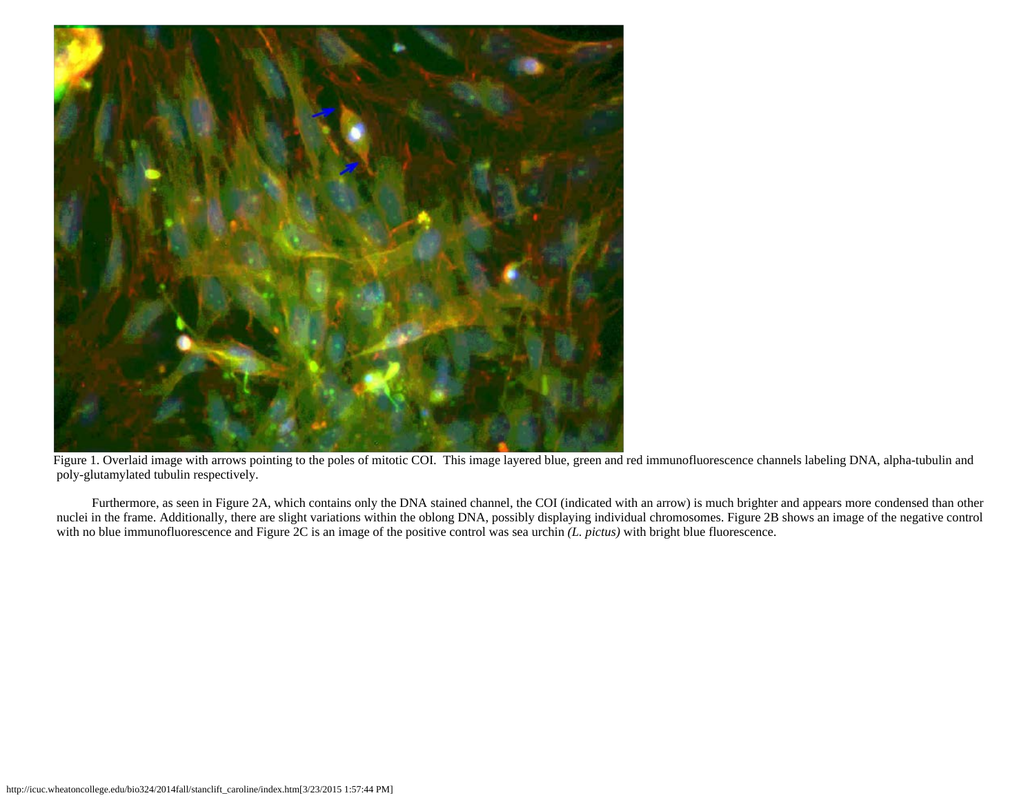Figure 1. Overlaid image with arrows pointing to the poles of mitotic COI. This image layered blue, green and red immunofluorescence channels labeling DNA, alpha-tubulin and poly-glutamylated tubulin respectively.

Furthermore, as seen in Figure 2A, which contains only the DNA stained channel, the COI (indicated with an arrow) is much brighter and appears more condensed than other nuclei in the frame. Additionally, there are slight variations within the oblong DNA, possibly displaying individual chromosomes. Figure 2B shows an image of the negative control with no blue immunofluorescence and Figure 2C is an image of the positive control was sea urchin *(L. pictus)* with bright blue fluorescence.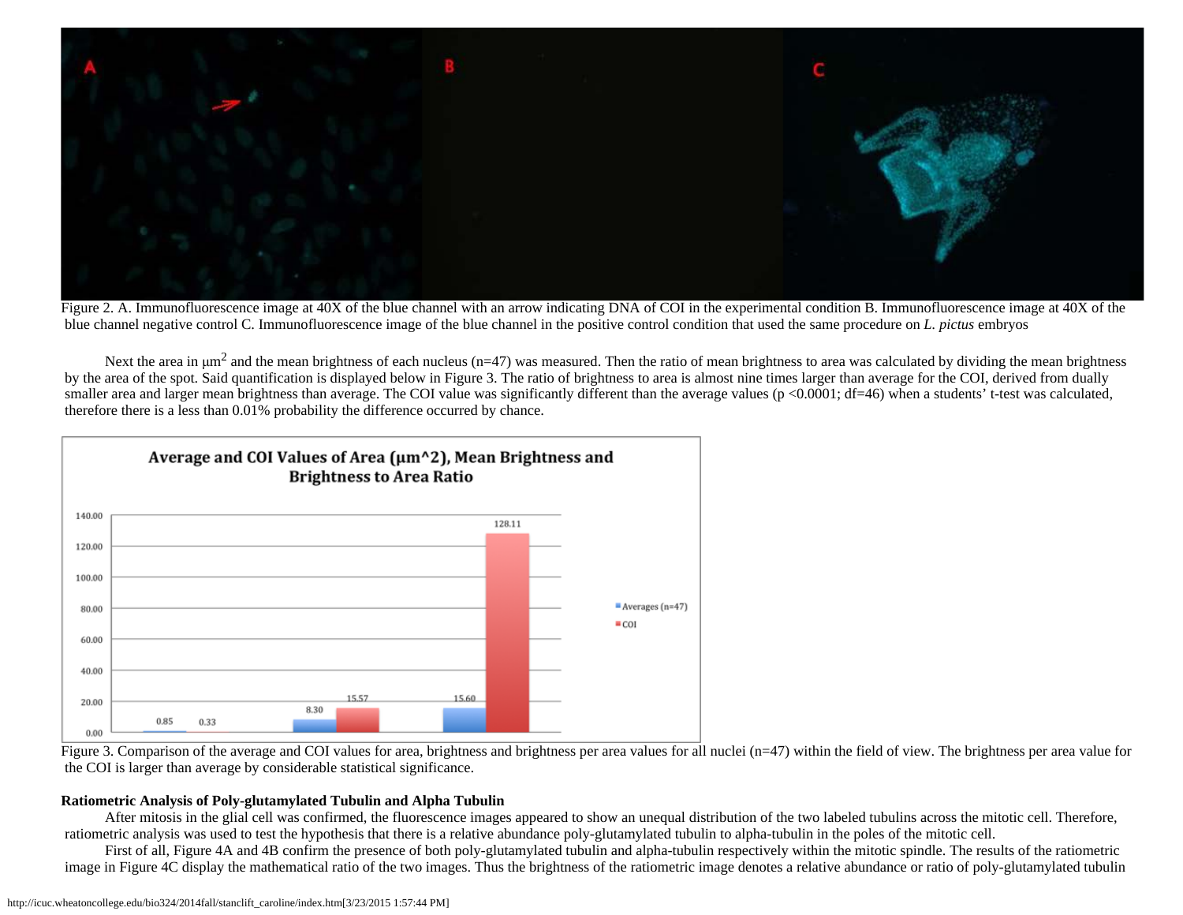Figure 2. A. Immunofluorescence image at 40X of the blue channel with an arrow indicating DNA of COI in the experimental condition B. Immunofluorescence image at 40X of the blue channel negative control C. Immunofluorescence image of the blue channel in the positive control condition that used the same procedure on *L. pictus* embryos

Next the area in $\mu m^2$ and the mean brightness of each nucleus (n=47) was measured. Then the ratio of mean brightness to area was calculated by dividing the mean brightness by the area of the spot. Said quantification is displayed below in Figure 3. The ratio of brightness to area is almost nine times larger than average for the COI, derived from dually smaller area and larger mean brightness than average. The COI value was significantly different than the average values ($p < 0.0001$; df=46) when a students' t-test was calculated, therefore there is a less than 0.01% probability the difference occurred by chance.

Figure 3. Comparison of the average and COI values for area, brightness and brightness per area values for all nuclei (n=47) within the field of view. The brightness per area value for the COI is larger than average by considerable statistical significance.

### Ratiometric Analysis of Poly-glutamylated Tubulin and Alpha Tubulin

After mitosis in the glial cell was confirmed, the fluorescence images appeared to show an unequal distribution of the two labeled tubulins across the mitotic cell. Therefore, ratiometric analysis was used to test the hypothesis that there is a relative abundance poly-glutamylated tubulin to alpha-tubulin in the poles of the mitotic cell.

First of all, Figure 4A and 4B confirm the presence of both poly-glutamylated tubulin and alpha-tubulin respectively within the mitotic spindle. The results of the ratiometric image in Figure 4C display the mathematical ratio of the two images. Thus the brightness of the ratiometric image denotes a relative abundance or ratio of poly-glutamylated tubulin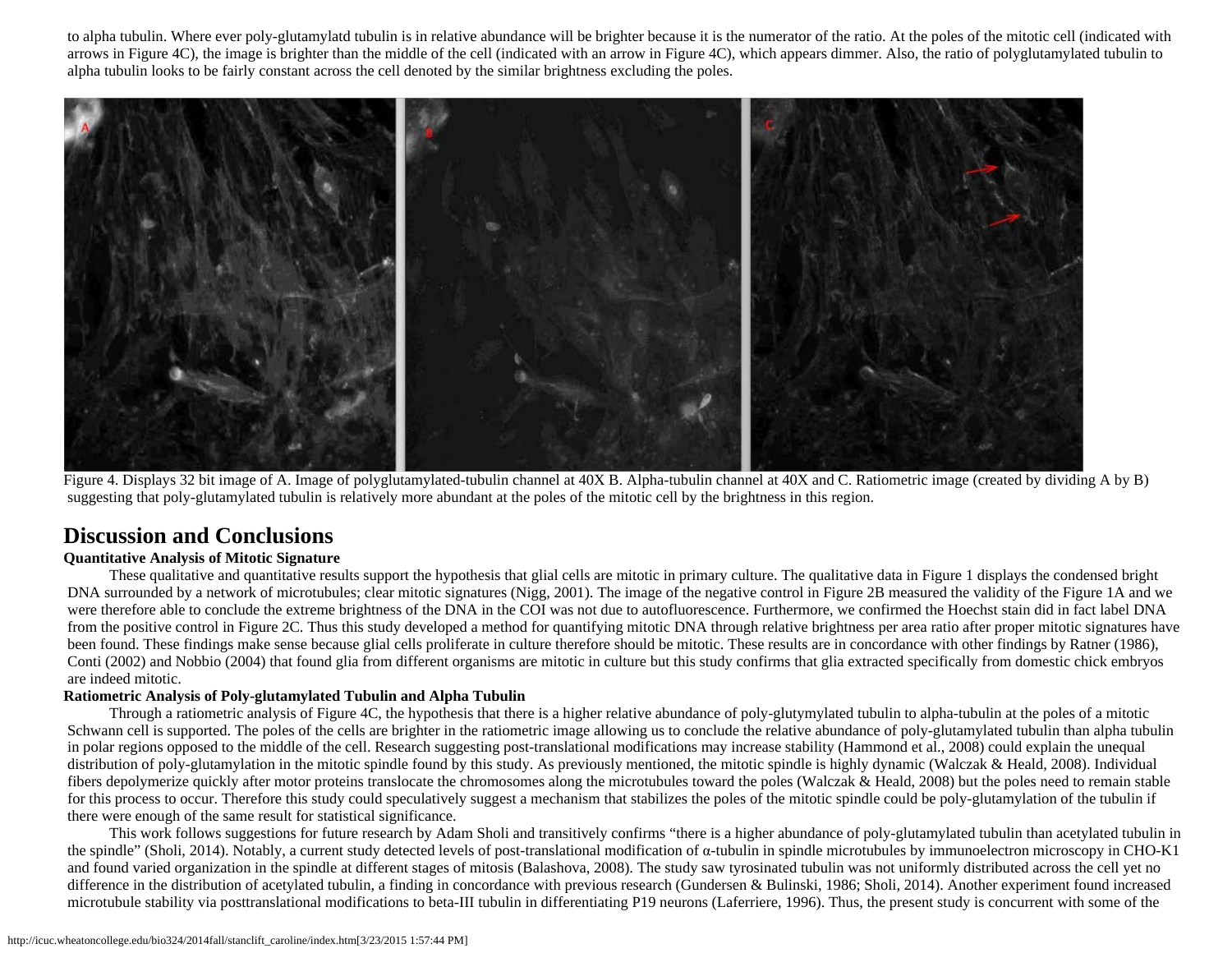to alpha tubulin. Where ever poly-glutamylatd tubulin is in relative abundance will be brighter because it is the numerator of the ratio. At the poles of the mitotic cell (indicated with arrows in Figure 4C), the image is brighter than the middle of the cell (indicated with an arrow in Figure 4C), which appears dimmer. Also, the ratio of polyglutamylated tubulin to alpha tubulin looks to be fairly constant across the cell denoted by the similar brightness excluding the poles.

Figure 4. Displays 32 bit image of A. Image of polyglutamylated-tubulin channel at 40X B. Alpha-tubulin channel at 40X and C. Ratiometric image (created by dividing A by B) suggesting that poly-glutamylated tubulin is relatively more abundant at the poles of the mitotic cell by the brightness in this region.

# Discussion and Conclusions

**Quantitative Analysis of Mitotic Signature**

These qualitative and quantitative results support the hypothesis that glial cells are mitotic in primary culture. The qualitative data in Figure 1 displays the condensed bright DNA surrounded by a network of microtubules; clear mitotic signatures (Nigg, 2001). The image of the negative control in Figure 2B measured the validity of the Figure 1A and we were therefore able to conclude the extreme brightness of the DNA in the COI was not due to autofluorescence. Furthermore, we confirmed the Hoechst stain did in fact label DNA from the positive control in Figure 2C. Thus this study developed a method for quantifying mitotic DNA through relative brightness per area ratio after proper mitotic signatures have been found. These findings make sense because glial cells proliferate in culture therefore should be mitotic. These results are in concordance with other findings by Ratner (1986), Conti (2002) and Nobbio (2004) that found glia from different organisms are mitotic in culture but this study confirms that glia extracted specifically from domestic chick embryos are indeed mitotic.

**Ratiometric Analysis of Poly-glutamylated Tubulin and Alpha Tubulin**

Through a ratiometric analysis of Figure 4C, the hypothesis that there is a higher relative abundance of poly-glutymylated tubulin to alpha-tubulin at the poles of a mitotic Schwann cell is supported. The poles of the cells are brighter in the ratiometric image allowing us to conclude the relative abundance of poly-glutamylated tubulin than alpha tubulin in polar regions opposed to the middle of the cell. Research suggesting post-translational modifications may increase stability (Hammond et al., 2008) could explain the unequal distribution of poly-glutamylation in the mitotic spindle found by this study. As previously mentioned, the mitotic spindle is highly dynamic (Walczak & Heald, 2008). Individual fibers depolymerize quickly after motor proteins translocate the chromosomes along the microtubules toward the poles (Walczak & Heald, 2008) but the poles need to remain stable for this process to occur. Therefore this study could speculatively suggest a mechanism that stabilizes the poles of the mitotic spindle could be poly-glutamylation of the tubulin if there were enough of the same result for statistical significance.

This work follows suggestions for future research by Adam Sholi and transitively confirms "there is a higher abundance of poly-glutamylated tubulin than acetylated tubulin in the spindle" (Sholi, 2014). Notably, a current study detected levels of post-translational modification of α-tubulin in spindle microtubules by immunoelectron microscopy in CHO-K1 and found varied organization in the spindle at different stages of mitosis (Balashova, 2008). The study saw tyrosinated tubulin was not uniformly distributed across the cell yet no difference in the distribution of acetylated tubulin, a finding in concordance with previous research (Gundersen & Bulinski, 1986; Sholi, 2014). Another experiment found increased microtubule stability via posttranslational modifications to beta-III tubulin in differentiating P19 neurons (Laferriere, 1996). Thus, the present study is concurrent with some of the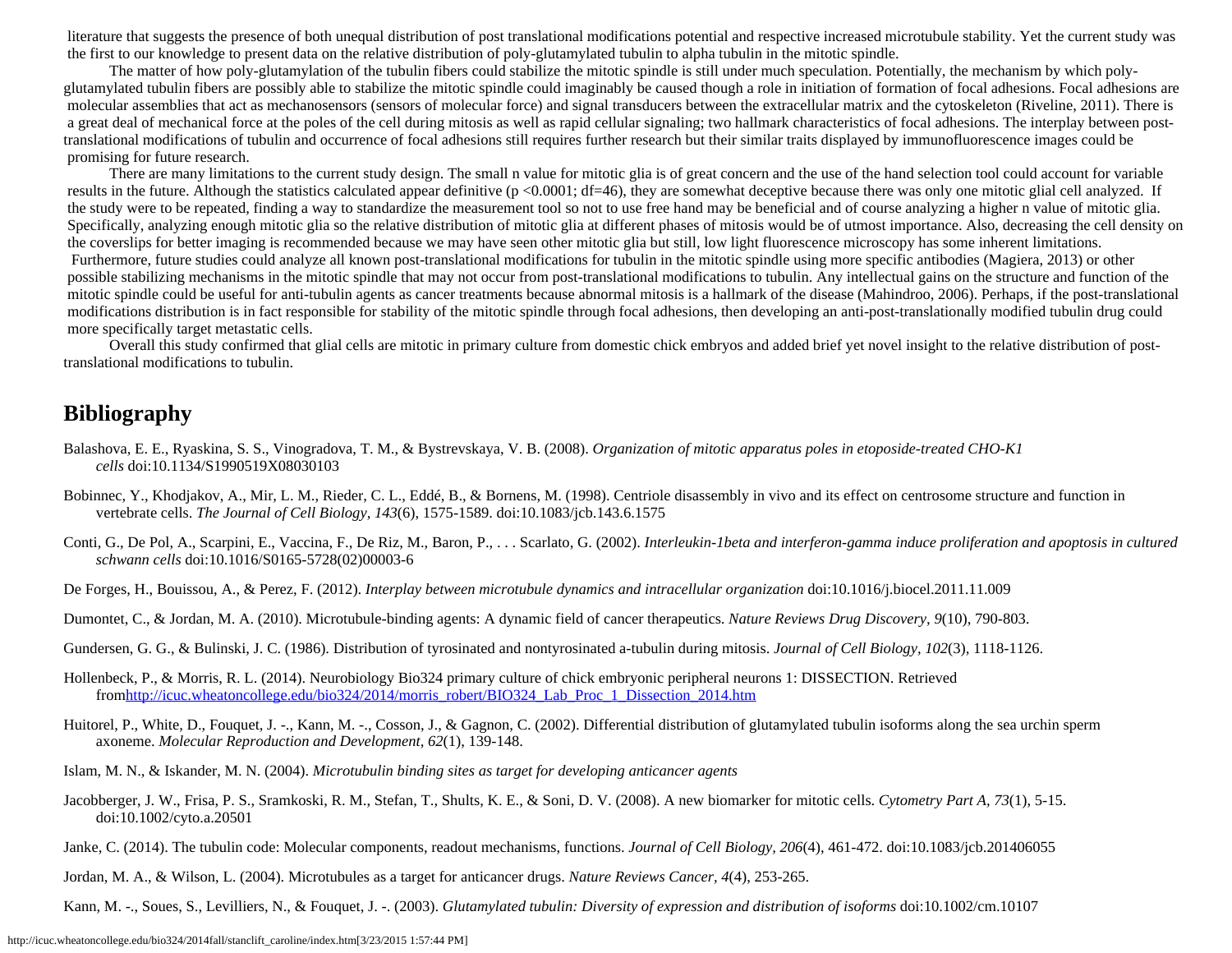literature that suggests the presence of both unequal distribution of post translational modifications potential and respective increased microtubule stability. Yet the current study was the first to our knowledge to present data on the relative distribution of poly-glutamylated tubulin to alpha tubulin in the mitotic spindle.

The matter of how poly-glutamylation of the tubulin fibers could stabilize the mitotic spindle is still under much speculation. Potentially, the mechanism by which poly-glutamylated tubulin fibers are possibly able to stabilize the mitotic spindle could imaginably be caused though a role in initiation of formation of focal adhesions. Focal adhesions are molecular assemblies that act as mechanosensors (sensors of molecular force) and signal transducers between the extracellular matrix and the cytoskeleton (Riveline, 2011). There is a great deal of mechanical force at the poles of the cell during mitosis as well as rapid cellular signaling; two hallmark characteristics of focal adhesions. The interplay between post-translational modifications of tubulin and occurrence of focal adhesions still requires further research but their similar traits displayed by immunofluorescence images could be promising for future research.

There are many limitations to the current study design. The small n value for mitotic glia is of great concern and the use of the hand selection tool could account for variable results in the future. Although the statistics calculated appear definitive ($p < 0.0001$; df=46), they are somewhat deceptive because there was only one mitotic glial cell analyzed. If the study were to be repeated, finding a way to standardize the measurement tool so not to use free hand may be beneficial and of course analyzing a higher n value of mitotic glia. Specifically, analyzing enough mitotic glia so the relative distribution of mitotic glia at different phases of mitosis would be of utmost importance. Also, decreasing the cell density on the coverslips for better imaging is recommended because we may have seen other mitotic glia but still, low light fluorescence microscopy has some inherent limitations. Furthermore, future studies could analyze all known post-translational modifications for tubulin in the mitotic spindle using more specific antibodies (Magiera, 2013) or other possible stabilizing mechanisms in the mitotic spindle that may not occur from post-translational modifications to tubulin. Any intellectual gains on the structure and function of the mitotic spindle could be useful for anti-tubulin agents as cancer treatments because abnormal mitosis is a hallmark of the disease (Mahindroo, 2006). Perhaps, if the post-translational modifications distribution is in fact responsible for stability of the mitotic spindle through focal adhesions, then developing an anti-post-translationally modified tubulin drug could more specifically target metastatic cells.

Overall this study confirmed that glial cells are mitotic in primary culture from domestic chick embryos and added brief yet novel insight to the relative distribution of post-translational modifications to tubulin.

## Bibliography

Balashova, E. E., Ryaskina, S. S., Vinogradova, T. M., & Bystrevskaya, V. B. (2008). *Organization of mitotic apparatus poles in etoposide-treated CHO-K1 cells* doi:10.1134/S1990519X08030103

Bobinnec, Y., Khodjakov, A., Mir, L. M., Rieder, C. L., Eddé, B., & Bornens, M. (1998). Centriole disassembly in vivo and its effect on centrosome structure and function in vertebrate cells. *The Journal of Cell Biology, 143*(6), 1575-1589. doi:10.1083/jcb.143.6.1575

Conti, G., De Pol, A., Scarpini, E., Vaccina, F., De Riz, M., Baron, P., . . . Scarlato, G. (2002). *Interleukin-1beta and interferon-gamma induce proliferation and apoptosis in cultured schwann cells* doi:10.1016/S0165-5728(02)00003-6

De Forges, H., Bouissou, A., & Perez, F. (2012). *Interplay between microtubule dynamics and intracellular organization* doi:10.1016/j.biocel.2011.11.009

Dumontet, C., & Jordan, M. A. (2010). Microtubule-binding agents: A dynamic field of cancer therapeutics. *Nature Reviews Drug Discovery, 9*(10), 790-803.

Gundersen, G. G., & Bulinski, J. C. (1986). Distribution of tyrosinated and nontyrosinated a-tubulin during mitosis. *Journal of Cell Biology, 102*(3), 1118-1126.

Hollenbeck, P., & Morris, R. L. (2014). Neurobiology Bio324 primary culture of chick embryonic peripheral neurons 1: DISSECTION. Retrieved fromhttp://icuc.wheatoncollege.edu/bio324/2014/morris_robert/BIO324_Lab_Proc_1_Dissection_2014.htm

Huitorel, P., White, D., Fouquet, J. -., Kann, M. -., Cosson, J., & Gagnon, C. (2002). Differential distribution of glutamylated tubulin isoforms along the sea urchin sperm axoneme. *Molecular Reproduction and Development, 62*(1), 139-148.

Islam, M. N., & Iskander, M. N. (2004). *Microtubulin binding sites as target for developing anticancer agents*

Jacobberger, J. W., Frisa, P. S., Sramkoski, R. M., Stefan, T., Shults, K. E., & Soni, D. V. (2008). A new biomarker for mitotic cells. *Cytometry Part A, 73*(1), 5-15. doi:10.1002/cyto.a.20501

Janke, C. (2014). The tubulin code: Molecular components, readout mechanisms, functions. *Journal of Cell Biology, 206*(4), 461-472. doi:10.1083/jcb.201406055

Jordan, M. A., & Wilson, L. (2004). Microtubules as a target for anticancer drugs. *Nature Reviews Cancer, 4*(4), 253-265.

Kann, M. -., Soues, S., Levilliers, N., & Fouquet, J. -. (2003). *Glutamylated tubulin: Diversity of expression and distribution of isoforms* doi:10.1002/cm.10107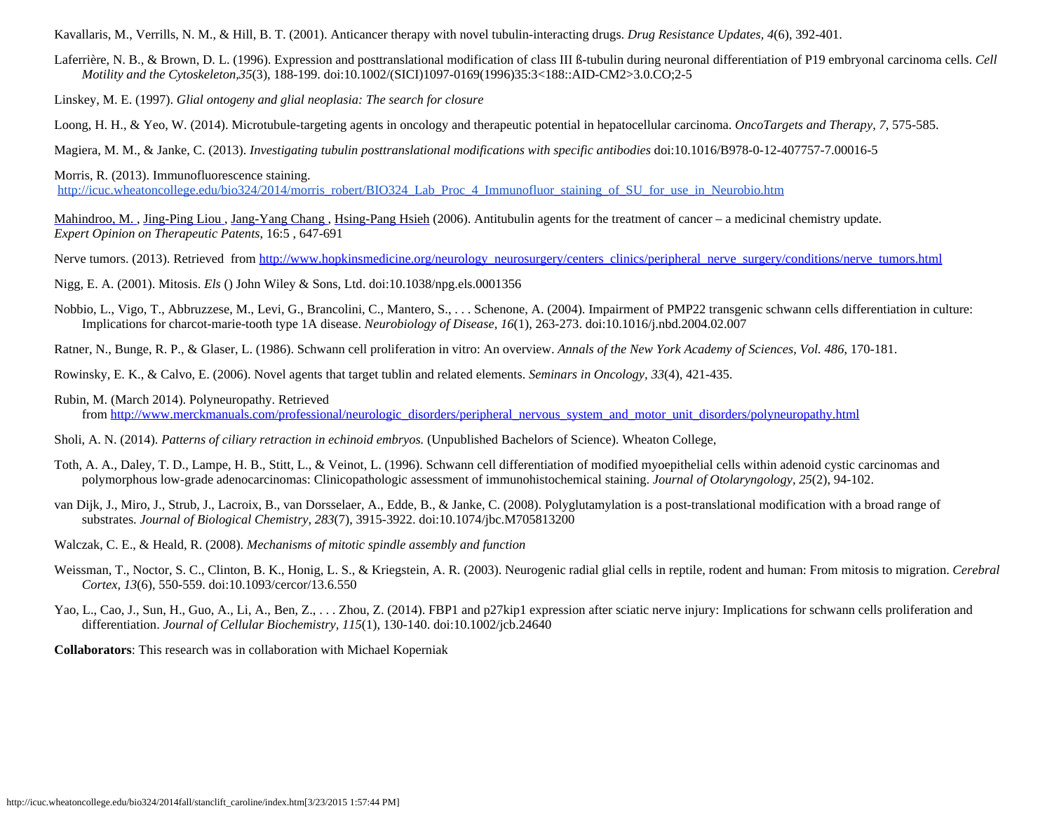Kavallaris, M., Verrills, N. M., & Hill, B. T. (2001). Anticancer therapy with novel tubulin-interacting drugs. *Drug Resistance Updates, 4*(6), 392-401.

Laferrière, N. B., & Brown, D. L. (1996). Expression and posttranslational modification of class III ß-tubulin during neuronal differentiation of P19 embryonal carcinoma cells. *Cell Motility and the Cytoskeleton,35*(3), 188-199. doi:10.1002/(SICI)1097-0169(1996)35:3<188::AID-CM2>3.0.CO;2-5

Linskey, M. E. (1997). *Glial ontogeny and glial neoplasia: The search for closure*

Loong, H. H., & Yeo, W. (2014). Microtubule-targeting agents in oncology and therapeutic potential in hepatocellular carcinoma. *OncoTargets and Therapy, 7*, 575-585.

Magiera, M. M., & Janke, C. (2013). *Investigating tubulin posttranslational modifications with specific antibodies* doi:10.1016/B978-0-12-407757-7.00016-5

Morris, R. (2013). Immunofluorescence staining. http://icuc.wheatoncollege.edu/bio324/2014/morris_robert/BIO324_Lab_Proc_4_Immunofluor_staining_of_SU_for_use_in_Neurobio.htm

Mahindroo, M. , Jing-Ping Liou , Jang-Yang Chang , Hsing-Pang Hsieh (2006). Antitubulin agents for the treatment of cancer – a medicinal chemistry update. *Expert Opinion on Therapeutic Patents*, 16:5 , 647-691

Nerve tumors. (2013). Retrieved from http://www.hopkinsmedicine.org/neurology_neurosurgery/centers_clinics/peripheral_nerve_surgery/conditions/nerve_tumors.html

Nigg, E. A. (2001). Mitosis. *Els* () John Wiley & Sons, Ltd. doi:10.1038/npg.els.0001356

Nobbio, L., Vigo, T., Abbruzzese, M., Levi, G., Brancolini, C., Mantero, S., . . . Schenone, A. (2004). Impairment of PMP22 transgenic schwann cells differentiation in culture: Implications for charcot-marie-tooth type 1A disease. *Neurobiology of Disease, 16*(1), 263-273. doi:10.1016/j.nbd.2004.02.007

Ratner, N., Bunge, R. P., & Glaser, L. (1986). Schwann cell proliferation in vitro: An overview. *Annals of the New York Academy of Sciences, Vol. 486*, 170-181.

Rowinsky, E. K., & Calvo, E. (2006). Novel agents that target tublin and related elements. *Seminars in Oncology, 33*(4), 421-435.

Rubin, M. (March 2014). Polyneuropathy. Retrieved from http://www.merckmanuals.com/professional/neurologic_disorders/peripheral_nervous_system_and_motor_unit_disorders/polyneuropathy.html

Sholi, A. N. (2014). *Patterns of ciliary retraction in echinoid embryos.* (Unpublished Bachelors of Science). Wheaton College,

Toth, A. A., Daley, T. D., Lampe, H. B., Stitt, L., & Veinot, L. (1996). Schwann cell differentiation of modified myoepithelial cells within adenoid cystic carcinomas and polymorphous low-grade adenocarcinomas: Clinicopathologic assessment of immunohistochemical staining. *Journal of Otolaryngology, 25*(2), 94-102.

van Dijk, J., Miro, J., Strub, J., Lacroix, B., van Dorsselaer, A., Edde, B., & Janke, C. (2008). Polyglutamylation is a post-translational modification with a broad range of substrates. *Journal of Biological Chemistry, 283*(7), 3915-3922. doi:10.1074/jbc.M705813200

Walczak, C. E., & Heald, R. (2008). *Mechanisms of mitotic spindle assembly and function*

Weissman, T., Noctor, S. C., Clinton, B. K., Honig, L. S., & Kriegstein, A. R. (2003). Neurogenic radial glial cells in reptile, rodent and human: From mitosis to migration. *Cerebral Cortex, 13*(6), 550-559. doi:10.1093/cercor/13.6.550

Yao, L., Cao, J., Sun, H., Guo, A., Li, A., Ben, Z., . . . Zhou, Z. (2014). FBP1 and p27kip1 expression after sciatic nerve injury: Implications for schwann cells proliferation and differentiation. *Journal of Cellular Biochemistry, 115*(1), 130-140. doi:10.1002/jcb.24640

**Collaborators**: This research was in collaboration with Michael Koperniak